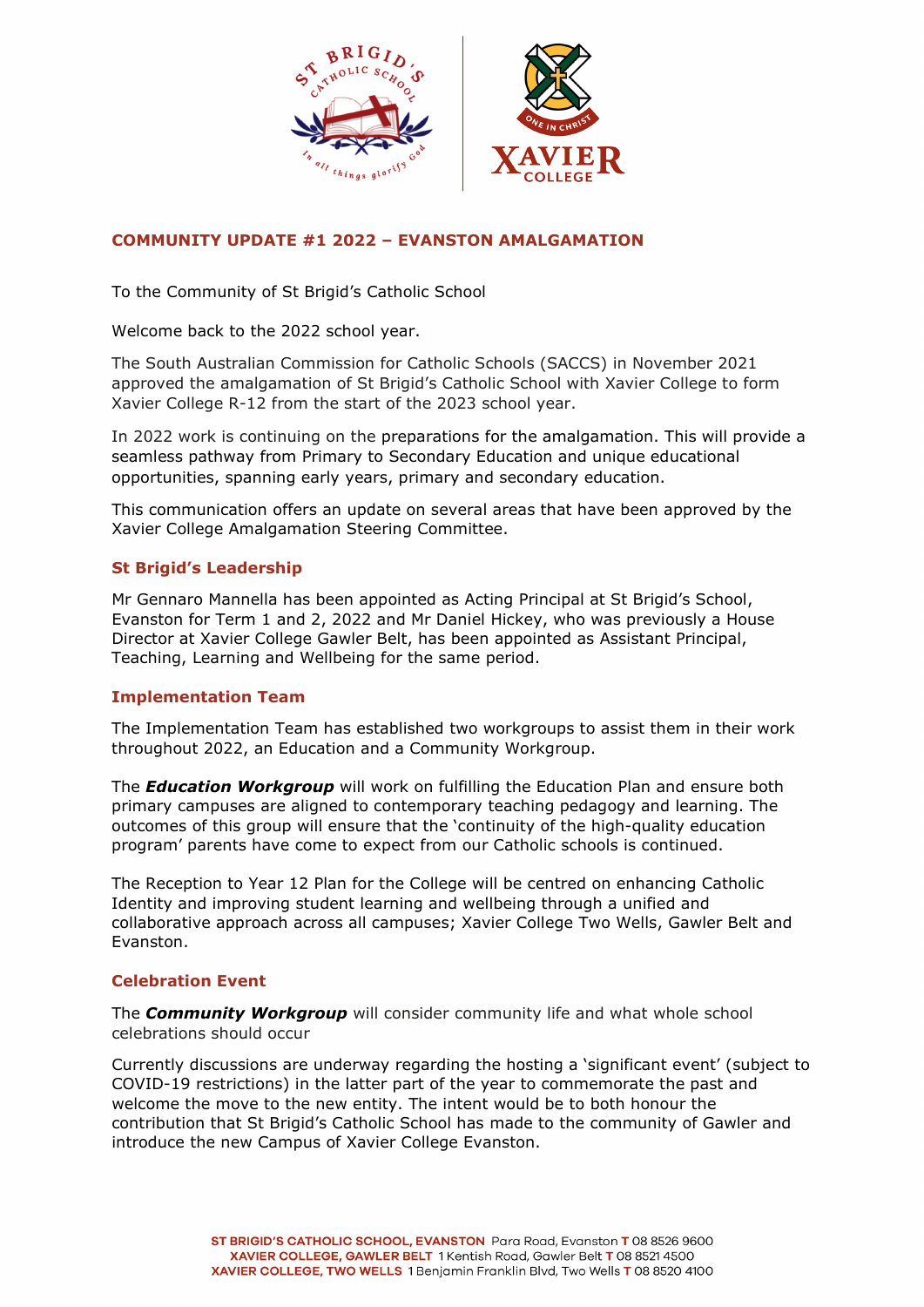## COMMUNITY UPDATE #1 2022 – EVANSTON AMALGAMATION

To the Community of St Brigid's Catholic School

Welcome back to the 2022 school year.

The South Australian Commission for Catholic Schools (SACCS) in November 2021 approved the amalgamation of St Brigid's Catholic School with Xavier College to form Xavier College R-12 from the start of the 2023 school year.

In 2022 work is continuing on the preparations for the amalgamation. This will provide a seamless pathway from Primary to Secondary Education and unique educational opportunities, spanning early years, primary and secondary education.

This communication offers an update on several areas that have been approved by the Xavier College Amalgamation Steering Committee.

### St Brigid's Leadership

Mr Gennaro Mannella has been appointed as Acting Principal at St Brigid's School, Evanston for Term 1 and 2, 2022 and Mr Daniel Hickey, who was previously a House Director at Xavier College Gawler Belt, has been appointed as Assistant Principal, Teaching, Learning and Wellbeing for the same period.

### Implementation Team

The Implementation Team has established two workgroups to assist them in their work throughout 2022, an Education and a Community Workgroup.

The ***Education Workgroup*** will work on fulfilling the Education Plan and ensure both primary campuses are aligned to contemporary teaching pedagogy and learning. The outcomes of this group will ensure that the 'continuity of the high-quality education program' parents have come to expect from our Catholic schools is continued.

The Reception to Year 12 Plan for the College will be centred on enhancing Catholic Identity and improving student learning and wellbeing through a unified and collaborative approach across all campuses; Xavier College Two Wells, Gawler Belt and Evanston.

### Celebration Event

The ***Community Workgroup*** will consider community life and what whole school celebrations should occur

Currently discussions are underway regarding the hosting a 'significant event' (subject to COVID-19 restrictions) in the latter part of the year to commemorate the past and welcome the move to the new entity. The intent would be to both honour the contribution that St Brigid's Catholic School has made to the community of Gawler and introduce the new Campus of Xavier College Evanston.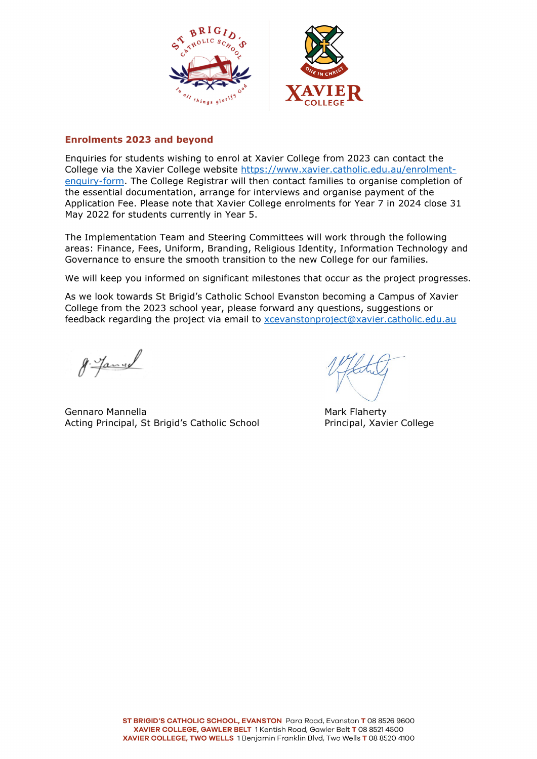## Enrolments 2023 and beyond

Enquiries for students wishing to enrol at Xavier College from 2023 can contact the College via the Xavier College website https://www.xavier.catholic.edu.au/enrolment-enquiry-form. The College Registrar will then contact families to organise completion of the essential documentation, arrange for interviews and organise payment of the Application Fee. Please note that Xavier College enrolments for Year 7 in 2024 close 31 May 2022 for students currently in Year 5.

The Implementation Team and Steering Committees will work through the following areas: Finance, Fees, Uniform, Branding, Religious Identity, Information Technology and Governance to ensure the smooth transition to the new College for our families.

We will keep you informed on significant milestones that occur as the project progresses.

As we look towards St Brigid's Catholic School Evanston becoming a Campus of Xavier College from the 2023 school year, please forward any questions, suggestions or feedback regarding the project via email to xcevanstonproject@xavier.catholic.edu.au

Gennaro Mannella
Acting Principal, St Brigid's Catholic School

Mark Flaherty
Principal, Xavier College

**ST BRIGID'S CATHOLIC SCHOOL, EVANSTON** Para Road, Evanston **T** 08 8526 9600
**XAVIER COLLEGE, GAWLER BELT** 1 Kentish Road, Gawler Belt **T** 08 8521 4500
**XAVIER COLLEGE, TWO WELLS** 1 Benjamin Franklin Blvd, Two Wells **T** 08 8520 4100